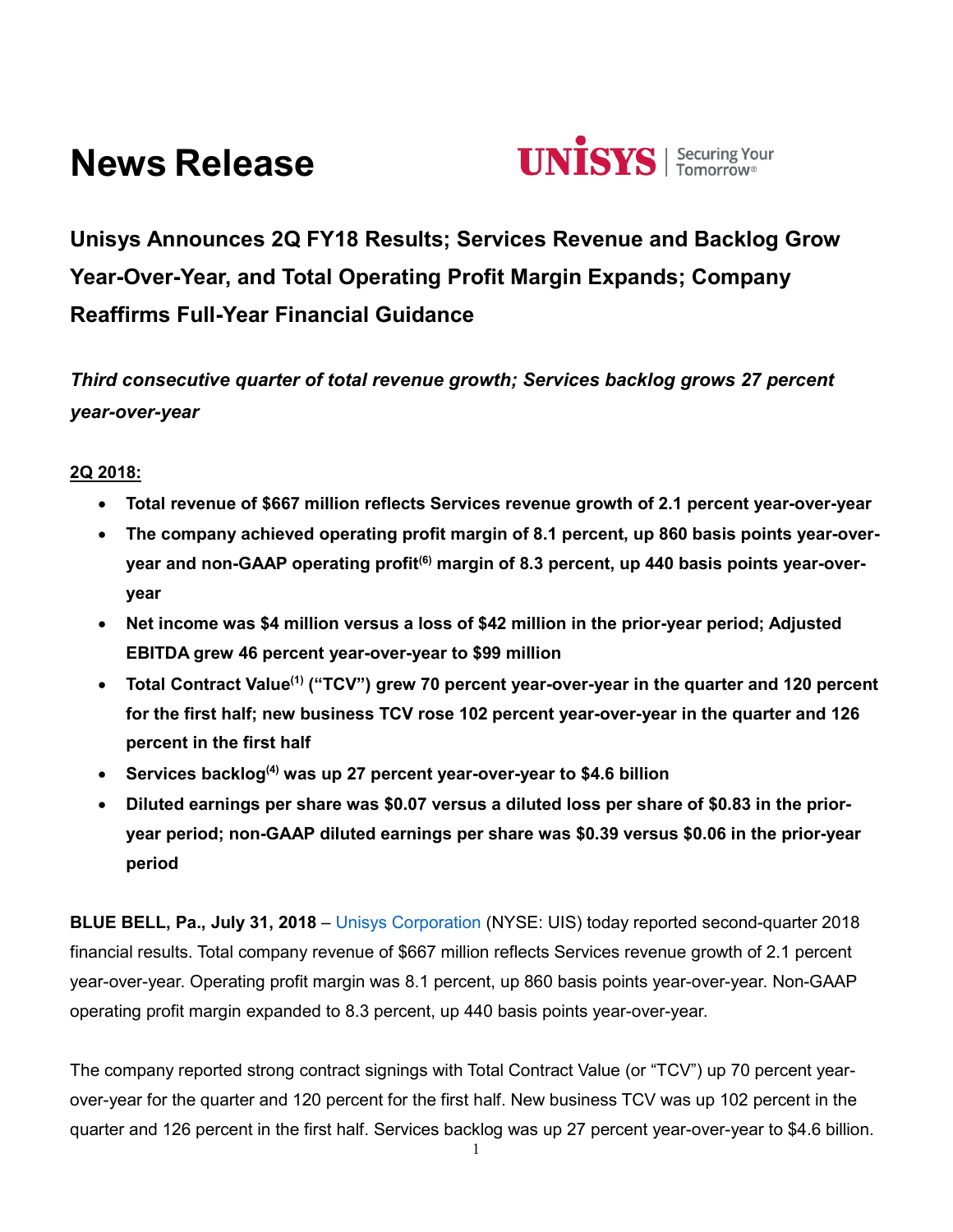# News Release

UNISYS | Securing Your Tomorrow®

## Unisys Announces 2Q FY18 Results; Services Revenue and Backlog Grow Year-Over-Year, and Total Operating Profit Margin Expands; Company Reaffirms Full-Year Financial Guidance

***Third consecutive quarter of total revenue growth; Services backlog grows 27 percent year-over-year***

**2Q 2018:**

- **Total revenue of $667 million reflects Services revenue growth of 2.1 percent year-over-year**
- **The company achieved operating profit margin of 8.1 percent, up 860 basis points year-over-year and non-GAAP operating profit[6] margin of 8.3 percent, up 440 basis points year-over-year**
- **Net income was $4 million versus a loss of $42 million in the prior-year period; Adjusted EBITDA grew 46 percent year-over-year to $99 million**
- **Total Contract Value[1] ("TCV") grew 70 percent year-over-year in the quarter and 120 percent for the first half; new business TCV rose 102 percent year-over-year in the quarter and 126 percent in the first half**
- **Services backlog[4] was up 27 percent year-over-year to $4.6 billion**
- **Diluted earnings per share was $0.07 versus a diluted loss per share of $0.83 in the prior-year period; non-GAAP diluted earnings per share was $0.39 versus $0.06 in the prior-year period**

**BLUE BELL, Pa., July 31, 2018** – Unisys Corporation (NYSE: UIS) today reported second-quarter 2018 financial results. Total company revenue of $667 million reflects Services revenue growth of 2.1 percent year-over-year. Operating profit margin was 8.1 percent, up 860 basis points year-over-year. Non-GAAP operating profit margin expanded to 8.3 percent, up 440 basis points year-over-year.

The company reported strong contract signings with Total Contract Value (or "TCV") up 70 percent year-over-year for the quarter and 120 percent for the first half. New business TCV was up 102 percent in the quarter and 126 percent in the first half. Services backlog was up 27 percent year-over-year to $4.6 billion.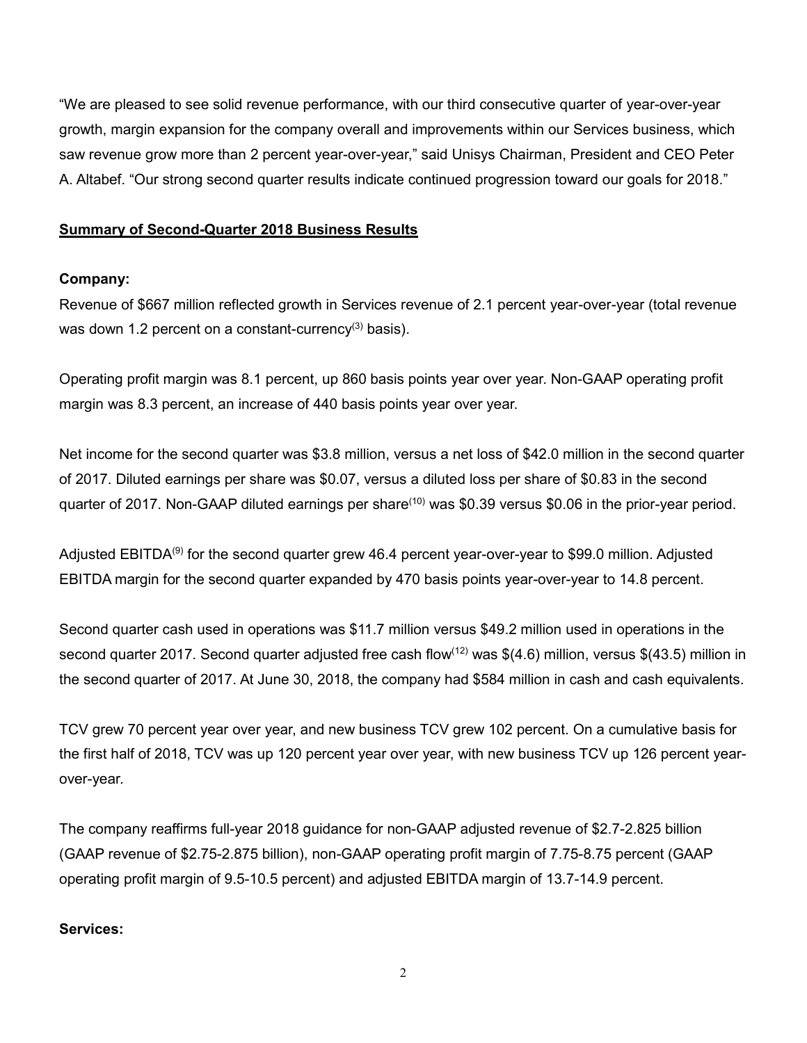"We are pleased to see solid revenue performance, with our third consecutive quarter of year-over-year growth, margin expansion for the company overall and improvements within our Services business, which saw revenue grow more than 2 percent year-over-year," said Unisys Chairman, President and CEO Peter A. Altabef. "Our strong second quarter results indicate continued progression toward our goals for 2018."

## Summary of Second-Quarter 2018 Business Results

**Company:**

Revenue of $667 million reflected growth in Services revenue of 2.1 percent year-over-year (total revenue was down 1.2 percent on a constant-currency[3] basis).

Operating profit margin was 8.1 percent, up 860 basis points year over year. Non-GAAP operating profit margin was 8.3 percent, an increase of 440 basis points year over year.

Net income for the second quarter was $3.8 million, versus a net loss of $42.0 million in the second quarter of 2017. Diluted earnings per share was $0.07, versus a diluted loss per share of $0.83 in the second quarter of 2017. Non-GAAP diluted earnings per share[10] was $0.39 versus $0.06 in the prior-year period.

Adjusted EBITDA[9] for the second quarter grew 46.4 percent year-over-year to $99.0 million. Adjusted EBITDA margin for the second quarter expanded by 470 basis points year-over-year to 14.8 percent.

Second quarter cash used in operations was $11.7 million versus $49.2 million used in operations in the second quarter 2017. Second quarter adjusted free cash flow[12] was $(4.6) million, versus $(43.5) million in the second quarter of 2017. At June 30, 2018, the company had $584 million in cash and cash equivalents.

TCV grew 70 percent year over year, and new business TCV grew 102 percent. On a cumulative basis for the first half of 2018, TCV was up 120 percent year over year, with new business TCV up 126 percent year-over-year.

The company reaffirms full-year 2018 guidance for non-GAAP adjusted revenue of $2.7-2.825 billion (GAAP revenue of $2.75-2.875 billion), non-GAAP operating profit margin of 7.75-8.75 percent (GAAP operating profit margin of 9.5-10.5 percent) and adjusted EBITDA margin of 13.7-14.9 percent.

**Services:**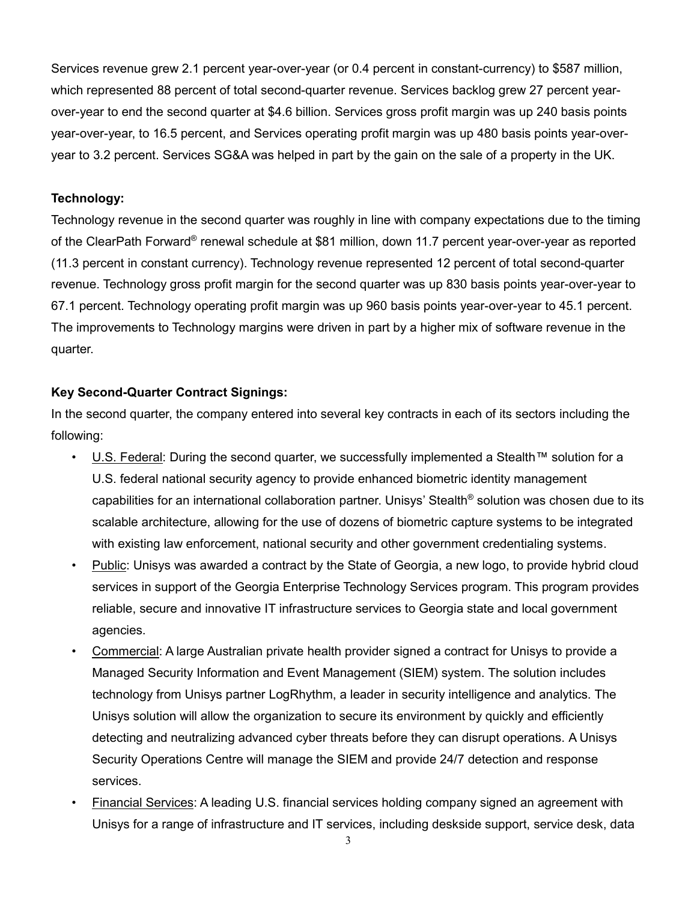Services revenue grew 2.1 percent year-over-year (or 0.4 percent in constant-currency) to $587 million, which represented 88 percent of total second-quarter revenue. Services backlog grew 27 percent year-over-year to end the second quarter at $4.6 billion. Services gross profit margin was up 240 basis points year-over-year, to 16.5 percent, and Services operating profit margin was up 480 basis points year-over-year to 3.2 percent. Services SG&A was helped in part by the gain on the sale of a property in the UK.

**Technology:**

Technology revenue in the second quarter was roughly in line with company expectations due to the timing of the ClearPath Forward® renewal schedule at $81 million, down 11.7 percent year-over-year as reported (11.3 percent in constant currency). Technology revenue represented 12 percent of total second-quarter revenue. Technology gross profit margin for the second quarter was up 830 basis points year-over-year to 67.1 percent. Technology operating profit margin was up 960 basis points year-over-year to 45.1 percent. The improvements to Technology margins were driven in part by a higher mix of software revenue in the quarter.

**Key Second-Quarter Contract Signings:**

In the second quarter, the company entered into several key contracts in each of its sectors including the following:

- U.S. Federal: During the second quarter, we successfully implemented a Stealth™ solution for a U.S. federal national security agency to provide enhanced biometric identity management capabilities for an international collaboration partner. Unisys' Stealth® solution was chosen due to its scalable architecture, allowing for the use of dozens of biometric capture systems to be integrated with existing law enforcement, national security and other government credentialing systems.
- Public: Unisys was awarded a contract by the State of Georgia, a new logo, to provide hybrid cloud services in support of the Georgia Enterprise Technology Services program. This program provides reliable, secure and innovative IT infrastructure services to Georgia state and local government agencies.
- Commercial: A large Australian private health provider signed a contract for Unisys to provide a Managed Security Information and Event Management (SIEM) system. The solution includes technology from Unisys partner LogRhythm, a leader in security intelligence and analytics. The Unisys solution will allow the organization to secure its environment by quickly and efficiently detecting and neutralizing advanced cyber threats before they can disrupt operations. A Unisys Security Operations Centre will manage the SIEM and provide 24/7 detection and response services.
- Financial Services: A leading U.S. financial services holding company signed an agreement with Unisys for a range of infrastructure and IT services, including deskside support, service desk, data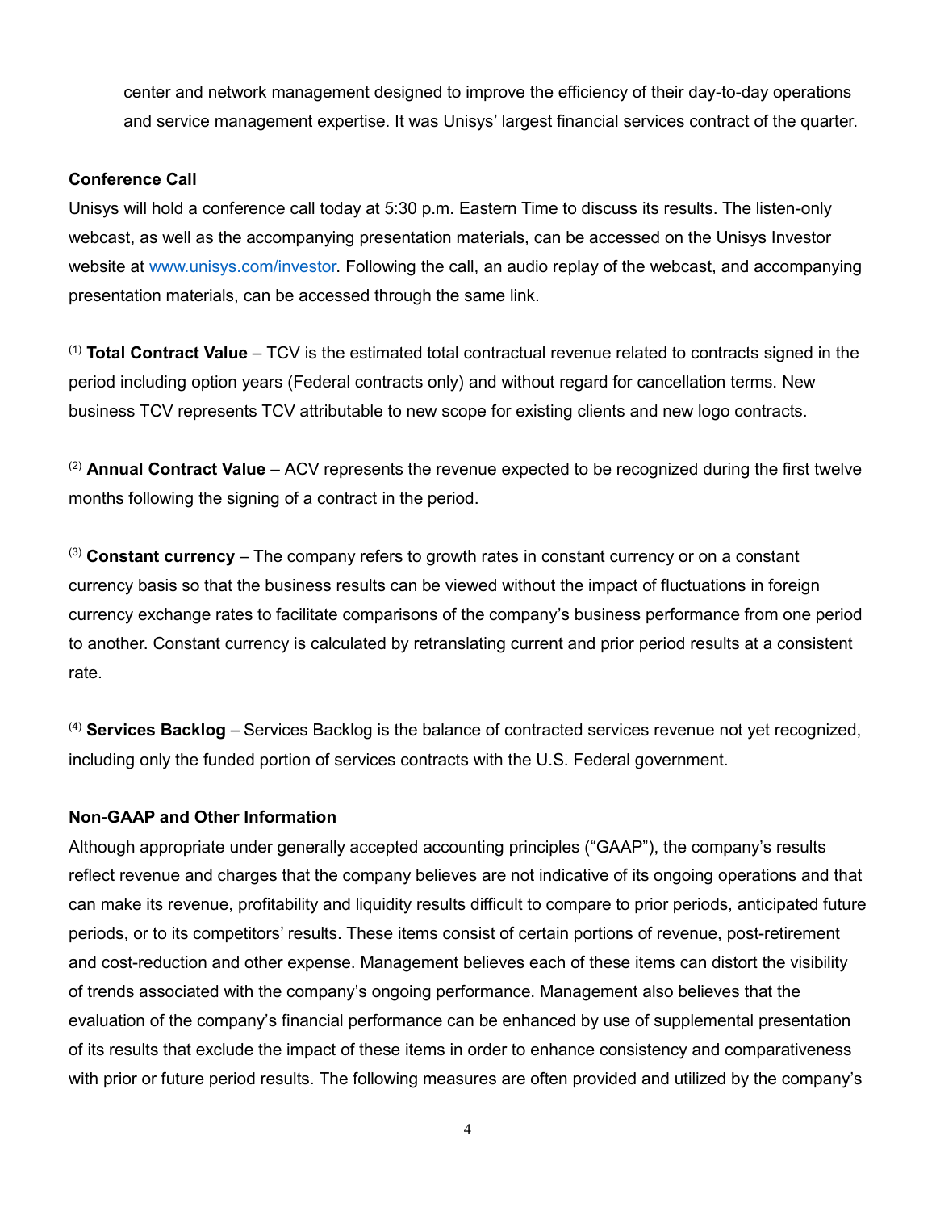center and network management designed to improve the efficiency of their day-to-day operations and service management expertise. It was Unisys' largest financial services contract of the quarter.

**Conference Call**

Unisys will hold a conference call today at 5:30 p.m. Eastern Time to discuss its results. The listen-only webcast, as well as the accompanying presentation materials, can be accessed on the Unisys Investor website at www.unisys.com/investor. Following the call, an audio replay of the webcast, and accompanying presentation materials, can be accessed through the same link.

(1) **Total Contract Value** – TCV is the estimated total contractual revenue related to contracts signed in the period including option years (Federal contracts only) and without regard for cancellation terms. New business TCV represents TCV attributable to new scope for existing clients and new logo contracts.

(2) **Annual Contract Value** – ACV represents the revenue expected to be recognized during the first twelve months following the signing of a contract in the period.

(3) **Constant currency** – The company refers to growth rates in constant currency or on a constant currency basis so that the business results can be viewed without the impact of fluctuations in foreign currency exchange rates to facilitate comparisons of the company's business performance from one period to another. Constant currency is calculated by retranslating current and prior period results at a consistent rate.

(4) **Services Backlog** – Services Backlog is the balance of contracted services revenue not yet recognized, including only the funded portion of services contracts with the U.S. Federal government.

**Non-GAAP and Other Information**

Although appropriate under generally accepted accounting principles ("GAAP"), the company's results reflect revenue and charges that the company believes are not indicative of its ongoing operations and that can make its revenue, profitability and liquidity results difficult to compare to prior periods, anticipated future periods, or to its competitors' results. These items consist of certain portions of revenue, post-retirement and cost-reduction and other expense. Management believes each of these items can distort the visibility of trends associated with the company's ongoing performance. Management also believes that the evaluation of the company's financial performance can be enhanced by use of supplemental presentation of its results that exclude the impact of these items in order to enhance consistency and comparativeness with prior or future period results. The following measures are often provided and utilized by the company's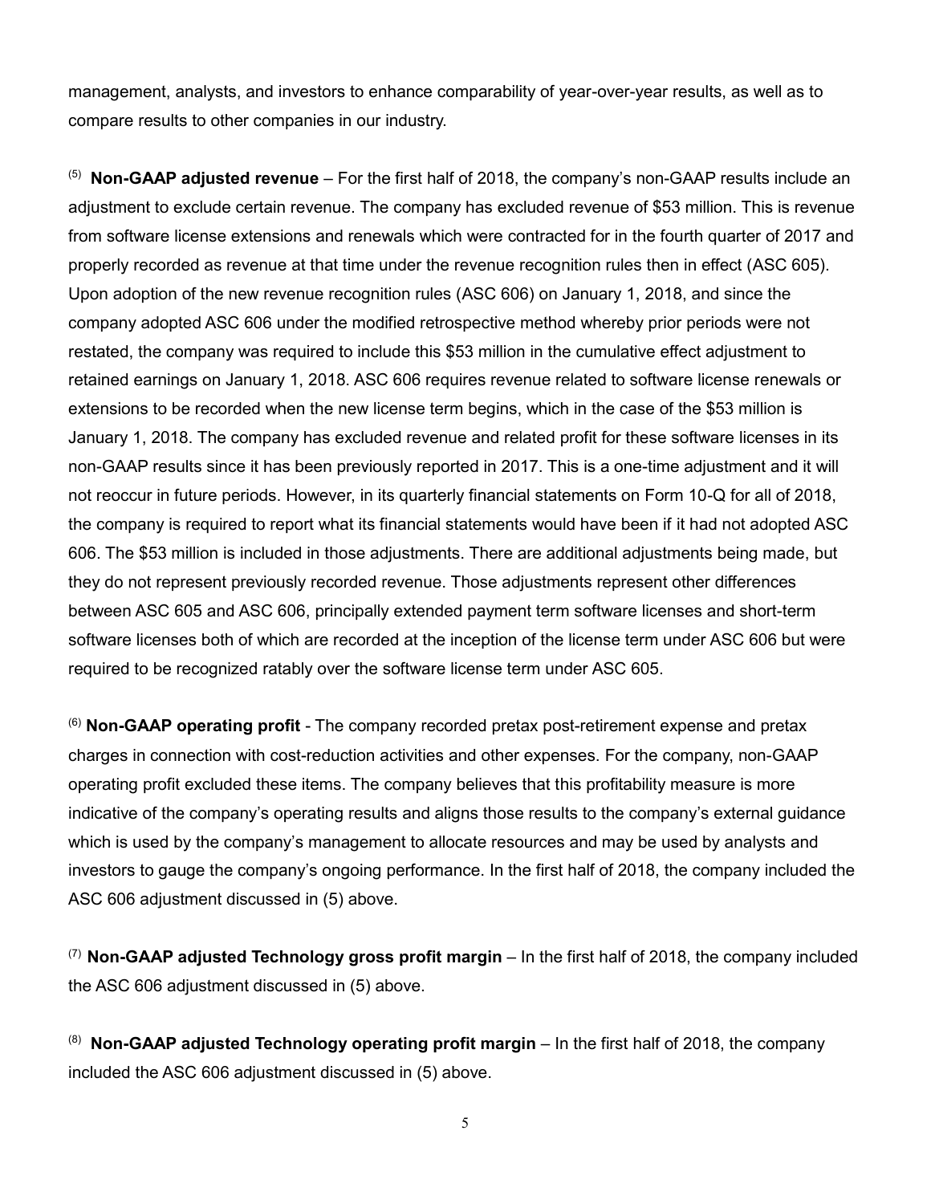management, analysts, and investors to enhance comparability of year-over-year results, as well as to compare results to other companies in our industry.

[5] **Non-GAAP adjusted revenue** – For the first half of 2018, the company's non-GAAP results include an adjustment to exclude certain revenue. The company has excluded revenue of $53 million. This is revenue from software license extensions and renewals which were contracted for in the fourth quarter of 2017 and properly recorded as revenue at that time under the revenue recognition rules then in effect (ASC 605). Upon adoption of the new revenue recognition rules (ASC 606) on January 1, 2018, and since the company adopted ASC 606 under the modified retrospective method whereby prior periods were not restated, the company was required to include this $53 million in the cumulative effect adjustment to retained earnings on January 1, 2018. ASC 606 requires revenue related to software license renewals or extensions to be recorded when the new license term begins, which in the case of the $53 million is January 1, 2018. The company has excluded revenue and related profit for these software licenses in its non-GAAP results since it has been previously reported in 2017. This is a one-time adjustment and it will not reoccur in future periods. However, in its quarterly financial statements on Form 10-Q for all of 2018, the company is required to report what its financial statements would have been if it had not adopted ASC 606. The $53 million is included in those adjustments. There are additional adjustments being made, but they do not represent previously recorded revenue. Those adjustments represent other differences between ASC 605 and ASC 606, principally extended payment term software licenses and short-term software licenses both of which are recorded at the inception of the license term under ASC 606 but were required to be recognized ratably over the software license term under ASC 605.

[6] **Non-GAAP operating profit** - The company recorded pretax post-retirement expense and pretax charges in connection with cost-reduction activities and other expenses. For the company, non-GAAP operating profit excluded these items. The company believes that this profitability measure is more indicative of the company's operating results and aligns those results to the company's external guidance which is used by the company's management to allocate resources and may be used by analysts and investors to gauge the company's ongoing performance. In the first half of 2018, the company included the ASC 606 adjustment discussed in (5) above.

[7] **Non-GAAP adjusted Technology gross profit margin** – In the first half of 2018, the company included the ASC 606 adjustment discussed in (5) above.

[8] **Non-GAAP adjusted Technology operating profit margin** – In the first half of 2018, the company included the ASC 606 adjustment discussed in (5) above.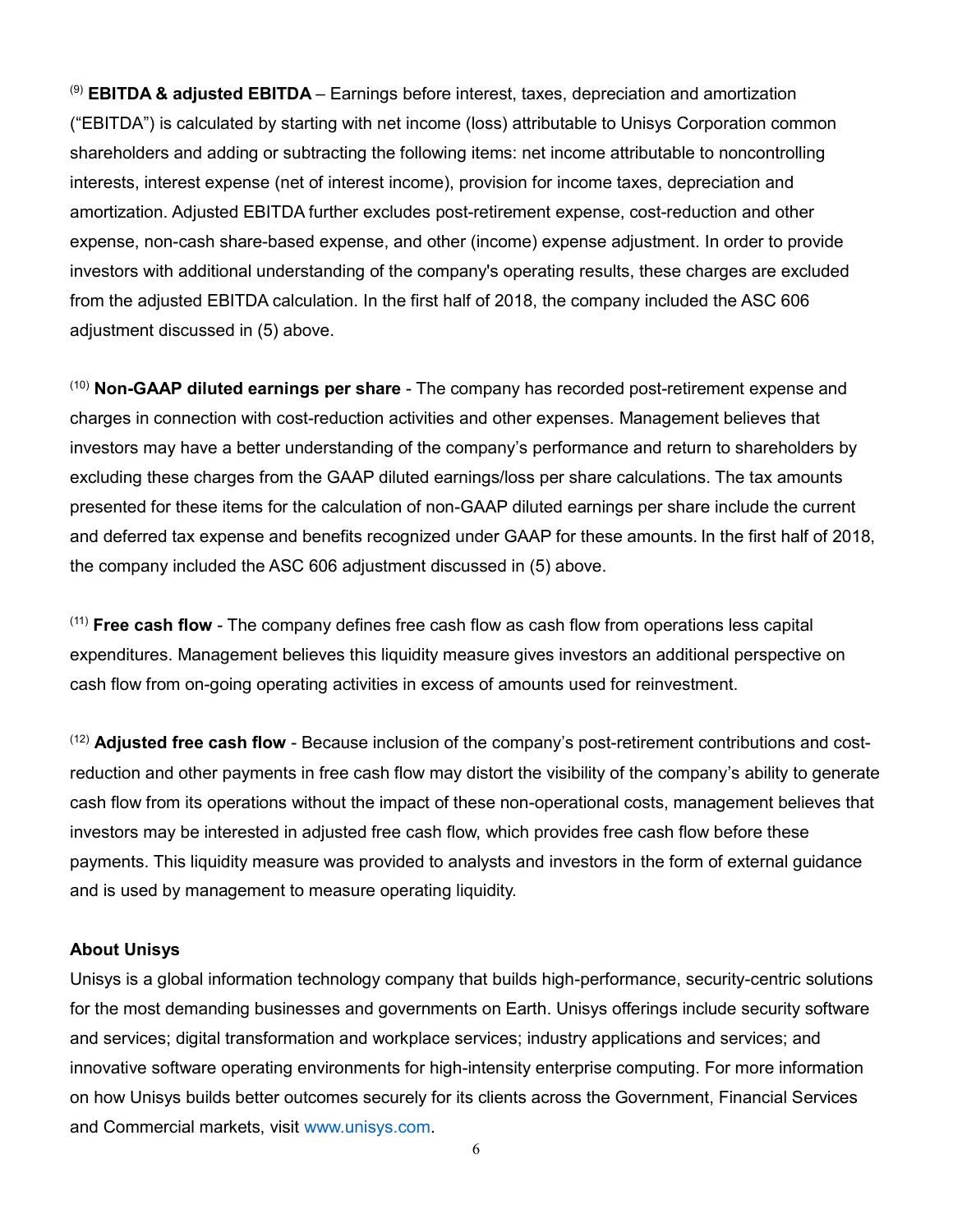[9] **EBITDA & adjusted EBITDA** – Earnings before interest, taxes, depreciation and amortization ("EBITDA") is calculated by starting with net income (loss) attributable to Unisys Corporation common shareholders and adding or subtracting the following items: net income attributable to noncontrolling interests, interest expense (net of interest income), provision for income taxes, depreciation and amortization. Adjusted EBITDA further excludes post-retirement expense, cost-reduction and other expense, non-cash share-based expense, and other (income) expense adjustment. In order to provide investors with additional understanding of the company's operating results, these charges are excluded from the adjusted EBITDA calculation. In the first half of 2018, the company included the ASC 606 adjustment discussed in (5) above.

[10] **Non-GAAP diluted earnings per share** - The company has recorded post-retirement expense and charges in connection with cost-reduction activities and other expenses. Management believes that investors may have a better understanding of the company's performance and return to shareholders by excluding these charges from the GAAP diluted earnings/loss per share calculations. The tax amounts presented for these items for the calculation of non-GAAP diluted earnings per share include the current and deferred tax expense and benefits recognized under GAAP for these amounts. In the first half of 2018, the company included the ASC 606 adjustment discussed in (5) above.

[11] **Free cash flow** - The company defines free cash flow as cash flow from operations less capital expenditures. Management believes this liquidity measure gives investors an additional perspective on cash flow from on-going operating activities in excess of amounts used for reinvestment.

[12] **Adjusted free cash flow** - Because inclusion of the company's post-retirement contributions and cost-reduction and other payments in free cash flow may distort the visibility of the company's ability to generate cash flow from its operations without the impact of these non-operational costs, management believes that investors may be interested in adjusted free cash flow, which provides free cash flow before these payments. This liquidity measure was provided to analysts and investors in the form of external guidance and is used by management to measure operating liquidity.

**About Unisys**

Unisys is a global information technology company that builds high-performance, security-centric solutions for the most demanding businesses and governments on Earth. Unisys offerings include security software and services; digital transformation and workplace services; industry applications and services; and innovative software operating environments for high-intensity enterprise computing. For more information on how Unisys builds better outcomes securely for its clients across the Government, Financial Services and Commercial markets, visit www.unisys.com.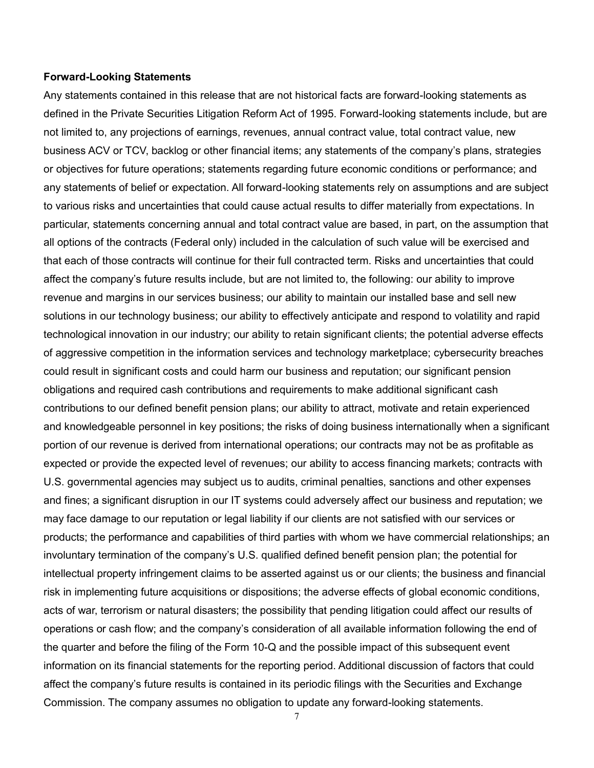**Forward-Looking Statements**

Any statements contained in this release that are not historical facts are forward-looking statements as defined in the Private Securities Litigation Reform Act of 1995. Forward-looking statements include, but are not limited to, any projections of earnings, revenues, annual contract value, total contract value, new business ACV or TCV, backlog or other financial items; any statements of the company's plans, strategies or objectives for future operations; statements regarding future economic conditions or performance; and any statements of belief or expectation. All forward-looking statements rely on assumptions and are subject to various risks and uncertainties that could cause actual results to differ materially from expectations. In particular, statements concerning annual and total contract value are based, in part, on the assumption that all options of the contracts (Federal only) included in the calculation of such value will be exercised and that each of those contracts will continue for their full contracted term. Risks and uncertainties that could affect the company's future results include, but are not limited to, the following: our ability to improve revenue and margins in our services business; our ability to maintain our installed base and sell new solutions in our technology business; our ability to effectively anticipate and respond to volatility and rapid technological innovation in our industry; our ability to retain significant clients; the potential adverse effects of aggressive competition in the information services and technology marketplace; cybersecurity breaches could result in significant costs and could harm our business and reputation; our significant pension obligations and required cash contributions and requirements to make additional significant cash contributions to our defined benefit pension plans; our ability to attract, motivate and retain experienced and knowledgeable personnel in key positions; the risks of doing business internationally when a significant portion of our revenue is derived from international operations; our contracts may not be as profitable as expected or provide the expected level of revenues; our ability to access financing markets; contracts with U.S. governmental agencies may subject us to audits, criminal penalties, sanctions and other expenses and fines; a significant disruption in our IT systems could adversely affect our business and reputation; we may face damage to our reputation or legal liability if our clients are not satisfied with our services or products; the performance and capabilities of third parties with whom we have commercial relationships; an involuntary termination of the company's U.S. qualified defined benefit pension plan; the potential for intellectual property infringement claims to be asserted against us or our clients; the business and financial risk in implementing future acquisitions or dispositions; the adverse effects of global economic conditions, acts of war, terrorism or natural disasters; the possibility that pending litigation could affect our results of operations or cash flow; and the company's consideration of all available information following the end of the quarter and before the filing of the Form 10-Q and the possible impact of this subsequent event information on its financial statements for the reporting period. Additional discussion of factors that could affect the company's future results is contained in its periodic filings with the Securities and Exchange Commission. The company assumes no obligation to update any forward-looking statements.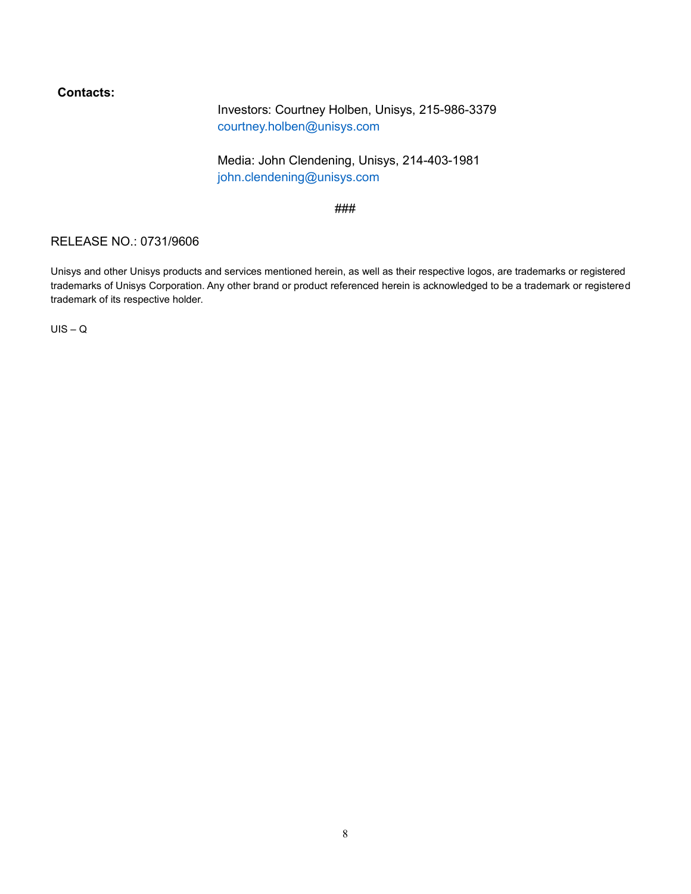**Contacts:**

Investors: Courtney Holben, Unisys, 215-986-3379
courtney.holben@unisys.com

Media: John Clendening, Unisys, 214-403-1981
john.clendening@unisys.com

###

RELEASE NO.: 0731/9606

Unisys and other Unisys products and services mentioned herein, as well as their respective logos, are trademarks or registered trademarks of Unisys Corporation. Any other brand or product referenced herein is acknowledged to be a trademark or registered trademark of its respective holder.

UIS – Q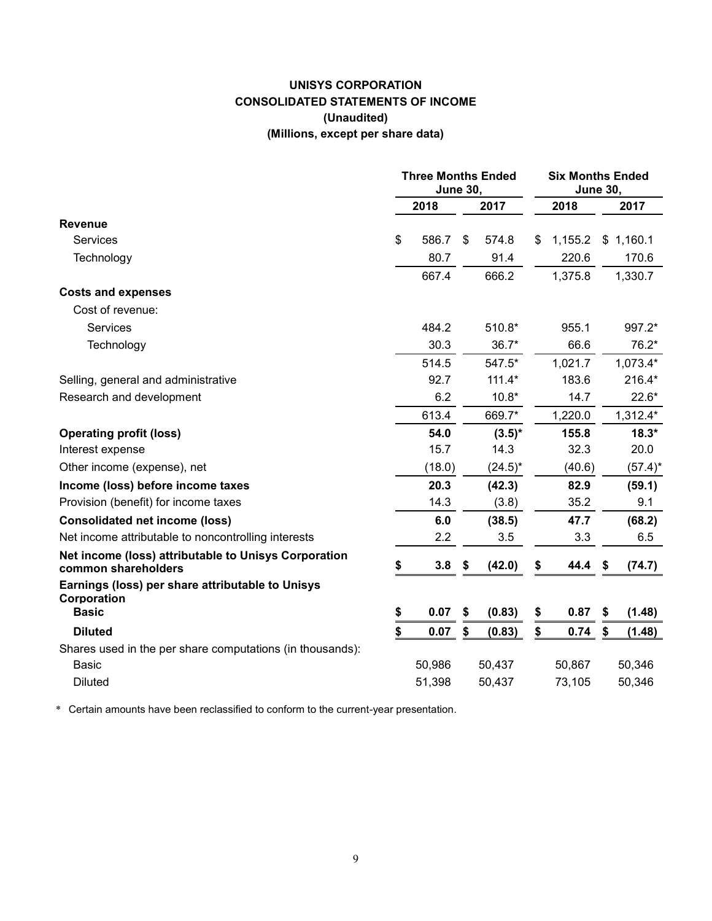# UNISYS CORPORATION
## CONSOLIDATED STATEMENTS OF INCOME
### (Unaudited)
### (Millions, except per share data)

| | Three Months Ended June 30, | | Six Months Ended June 30, | |
|---|---|---|---|---|
| | 2018 | 2017 | 2018 | 2017 |
| **Revenue** | | | | |
| Services | $ 586.7 | $ 574.8 | $ 1,155.2 | $ 1,160.1 |
| Technology | 80.7 | 91.4 | 220.6 | 170.6 |
| | 667.4 | 666.2 | 1,375.8 | 1,330.7 |
| **Costs and expenses** | | | | |
| Cost of revenue: | | | | |
| Services | 484.2 | 510.8* | 955.1 | 997.2* |
| Technology | 30.3 | 36.7* | 66.6 | 76.2* |
| | 514.5 | 547.5* | 1,021.7 | 1,073.4* |
| Selling, general and administrative | 92.7 | 111.4* | 183.6 | 216.4* |
| Research and development | 6.2 | 10.8* | 14.7 | 22.6* |
| | 613.4 | 669.7* | 1,220.0 | 1,312.4* |
| **Operating profit (loss)** | **54.0** | **(3.5)*** | **155.8** | **18.3*** |
| Interest expense | 15.7 | 14.3 | 32.3 | 20.0 |
| Other income (expense), net | (18.0) | (24.5)* | (40.6) | (57.4)* |
| **Income (loss) before income taxes** | **20.3** | **(42.3)** | **82.9** | **(59.1)** |
| Provision (benefit) for income taxes | 14.3 | (3.8) | 35.2 | 9.1 |
| **Consolidated net income (loss)** | **6.0** | **(38.5)** | **47.7** | **(68.2)** |
| Net income attributable to noncontrolling interests | 2.2 | 3.5 | 3.3 | 6.5 |
| **Net income (loss) attributable to Unisys Corporation common shareholders** | **$ 3.8** | **$ (42.0)** | **$ 44.4** | **$ (74.7)** |
| **Earnings (loss) per share attributable to Unisys Corporation** | | | | |
| **Basic** | **$ 0.07** | **$ (0.83)** | **$ 0.87** | **$ (1.48)** |
| **Diluted** | **$ 0.07** | **$ (0.83)** | **$ 0.74** | **$ (1.48)** |
| Shares used in the per share computations (in thousands): | | | | |
| Basic | 50,986 | 50,437 | 50,867 | 50,346 |
| Diluted | 51,398 | 50,437 | 73,105 | 50,346 |

\* Certain amounts have been reclassified to conform to the current-year presentation.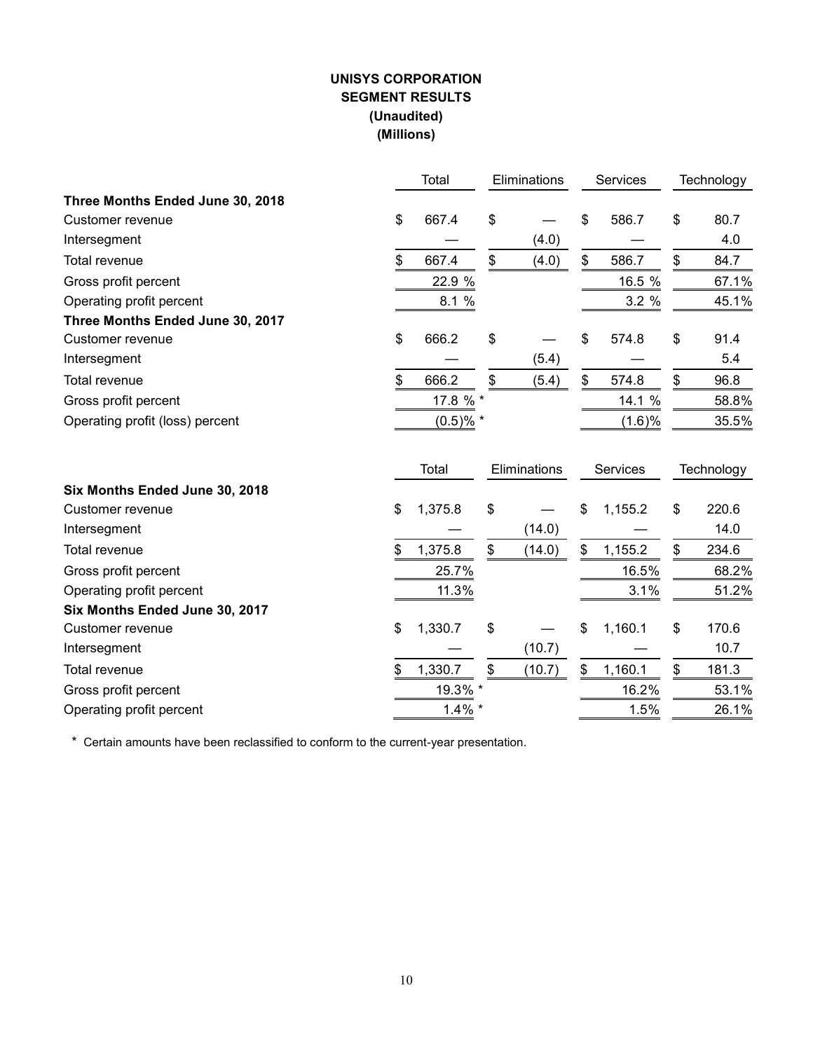# UNISYS CORPORATION
## SEGMENT RESULTS
### (Unaudited)
### (Millions)

| | Total | Eliminations | Services | Technology |
|---|---|---|---|---|
| **Three Months Ended June 30, 2018** | | | | |
| Customer revenue | $ 667.4 | $ — | $ 586.7 | $ 80.7 |
| Intersegment | — | (4.0) | — | 4.0 |
| Total revenue | $ 667.4 | $ (4.0) | $ 586.7 | $ 84.7 |
| Gross profit percent | 22.9 % | | 16.5 % | 67.1% |
| Operating profit percent | 8.1 % | | 3.2 % | 45.1% |
| **Three Months Ended June 30, 2017** | | | | |
| Customer revenue | $ 666.2 | $ — | $ 574.8 | $ 91.4 |
| Intersegment | — | (5.4) | — | 5.4 |
| Total revenue | $ 666.2 | $ (5.4) | $ 574.8 | $ 96.8 |
| Gross profit percent | 17.8 % * | | 14.1 % | 58.8% |
| Operating profit (loss) percent | (0.5)% * | | (1.6)% | 35.5% |

| | Total | Eliminations | Services | Technology |
|---|---|---|---|---|
| **Six Months Ended June 30, 2018** | | | | |
| Customer revenue | $ 1,375.8 | $ — | $ 1,155.2 | $ 220.6 |
| Intersegment | — | (14.0) | — | 14.0 |
| Total revenue | $ 1,375.8 | $ (14.0) | $ 1,155.2 | $ 234.6 |
| Gross profit percent | 25.7% | | 16.5% | 68.2% |
| Operating profit percent | 11.3% | | 3.1% | 51.2% |
| **Six Months Ended June 30, 2017** | | | | |
| Customer revenue | $ 1,330.7 | $ — | $ 1,160.1 | $ 170.6 |
| Intersegment | — | (10.7) | — | 10.7 |
| Total revenue | $ 1,330.7 | $ (10.7) | $ 1,160.1 | $ 181.3 |
| Gross profit percent | 19.3% * | | 16.2% | 53.1% |
| Operating profit percent | 1.4% * | | 1.5% | 26.1% |

\* Certain amounts have been reclassified to conform to the current-year presentation.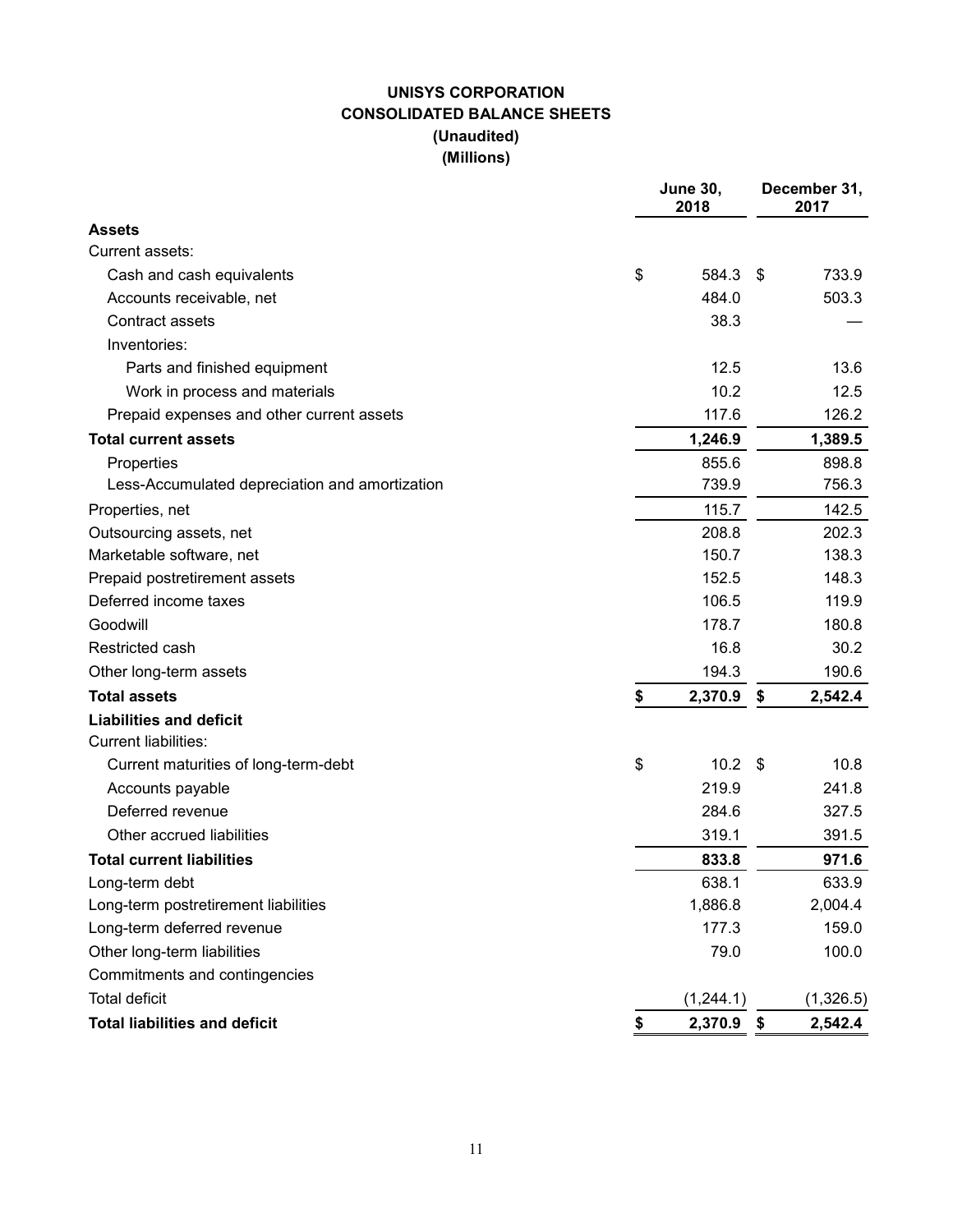# UNISYS CORPORATION
## CONSOLIDATED BALANCE SHEETS
### (Unaudited)
### (Millions)

| | June 30, 2018 | December 31, 2017 |
|---|---|---|
| **Assets** | | |
| Current assets: | | |
| Cash and cash equivalents | $ 584.3 | $ 733.9 |
| Accounts receivable, net | 484.0 | 503.3 |
| Contract assets | 38.3 | — |
| Inventories: | | |
| Parts and finished equipment | 12.5 | 13.6 |
| Work in process and materials | 10.2 | 12.5 |
| Prepaid expenses and other current assets | 117.6 | 126.2 |
| **Total current assets** | **1,246.9** | **1,389.5** |
| Properties | 855.6 | 898.8 |
| Less-Accumulated depreciation and amortization | 739.9 | 756.3 |
| Properties, net | 115.7 | 142.5 |
| Outsourcing assets, net | 208.8 | 202.3 |
| Marketable software, net | 150.7 | 138.3 |
| Prepaid postretirement assets | 152.5 | 148.3 |
| Deferred income taxes | 106.5 | 119.9 |
| Goodwill | 178.7 | 180.8 |
| Restricted cash | 16.8 | 30.2 |
| Other long-term assets | 194.3 | 190.6 |
| **Total assets** | **$ 2,370.9** | **$ 2,542.4** |
| **Liabilities and deficit** | | |
| Current liabilities: | | |
| Current maturities of long-term-debt | $ 10.2 | $ 10.8 |
| Accounts payable | 219.9 | 241.8 |
| Deferred revenue | 284.6 | 327.5 |
| Other accrued liabilities | 319.1 | 391.5 |
| **Total current liabilities** | **833.8** | **971.6** |
| Long-term debt | 638.1 | 633.9 |
| Long-term postretirement liabilities | 1,886.8 | 2,004.4 |
| Long-term deferred revenue | 177.3 | 159.0 |
| Other long-term liabilities | 79.0 | 100.0 |
| Commitments and contingencies | | |
| Total deficit | (1,244.1) | (1,326.5) |
| **Total liabilities and deficit** | **$ 2,370.9** | **$ 2,542.4** |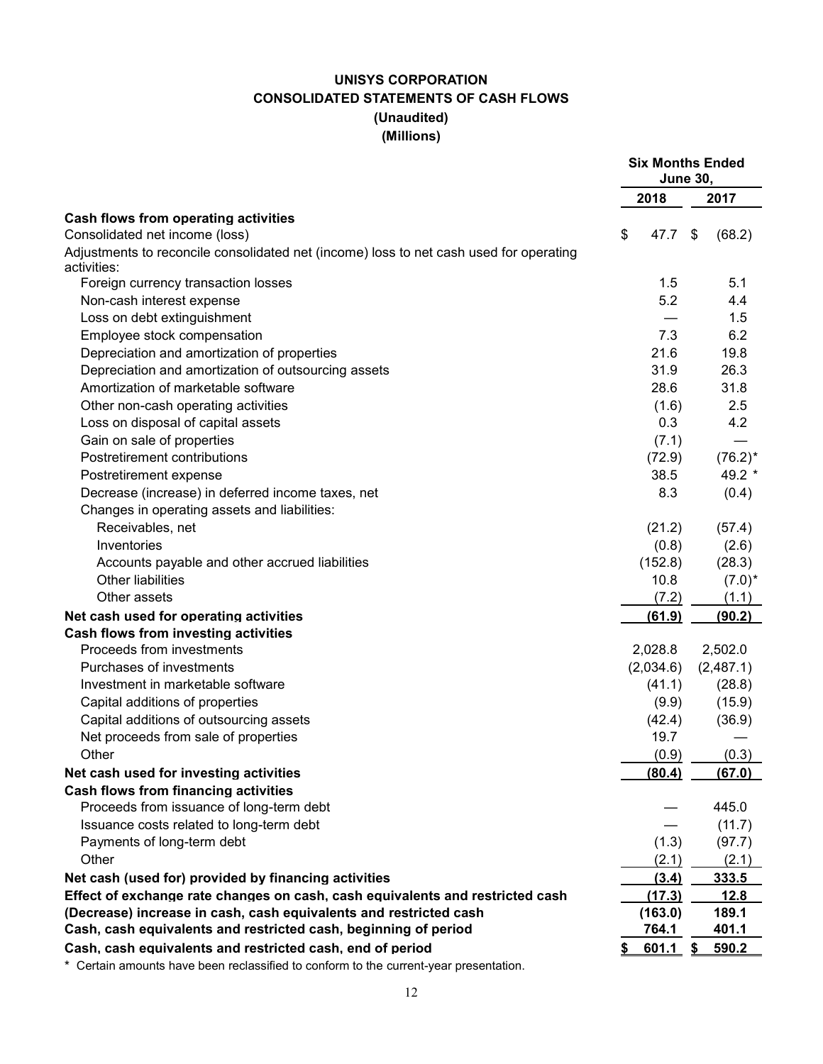# UNISYS CORPORATION
## CONSOLIDATED STATEMENTS OF CASH FLOWS
### (Unaudited)
### (Millions)

| | Six Months Ended June 30, | |
|---|---|---|
| | 2018 | 2017 |
| **Cash flows from operating activities** | | |
| Consolidated net income (loss) | $ 47.7 | $ (68.2) |
| Adjustments to reconcile consolidated net (income) loss to net cash used for operating activities: | | |
| Foreign currency transaction losses | 1.5 | 5.1 |
| Non-cash interest expense | 5.2 | 4.4 |
| Loss on debt extinguishment | — | 1.5 |
| Employee stock compensation | 7.3 | 6.2 |
| Depreciation and amortization of properties | 21.6 | 19.8 |
| Depreciation and amortization of outsourcing assets | 31.9 | 26.3 |
| Amortization of marketable software | 28.6 | 31.8 |
| Other non-cash operating activities | (1.6) | 2.5 |
| Loss on disposal of capital assets | 0.3 | 4.2 |
| Gain on sale of properties | (7.1) | — |
| Postretirement contributions | (72.9) | (76.2)* |
| Postretirement expense | 38.5 | 49.2 * |
| Decrease (increase) in deferred income taxes, net | 8.3 | (0.4) |
| Changes in operating assets and liabilities: | | |
| Receivables, net | (21.2) | (57.4) |
| Inventories | (0.8) | (2.6) |
| Accounts payable and other accrued liabilities | (152.8) | (28.3) |
| Other liabilities | 10.8 | (7.0)* |
| Other assets | (7.2) | (1.1) |
| **Net cash used for operating activities** | **(61.9)** | **(90.2)** |
| **Cash flows from investing activities** | | |
| Proceeds from investments | 2,028.8 | 2,502.0 |
| Purchases of investments | (2,034.6) | (2,487.1) |
| Investment in marketable software | (41.1) | (28.8) |
| Capital additions of properties | (9.9) | (15.9) |
| Capital additions of outsourcing assets | (42.4) | (36.9) |
| Net proceeds from sale of properties | 19.7 | — |
| Other | (0.9) | (0.3) |
| **Net cash used for investing activities** | **(80.4)** | **(67.0)** |
| **Cash flows from financing activities** | | |
| Proceeds from issuance of long-term debt | — | 445.0 |
| Issuance costs related to long-term debt | — | (11.7) |
| Payments of long-term debt | (1.3) | (97.7) |
| Other | (2.1) | (2.1) |
| **Net cash (used for) provided by financing activities** | **(3.4)** | **333.5** |
| **Effect of exchange rate changes on cash, cash equivalents and restricted cash** | **(17.3)** | **12.8** |
| **(Decrease) increase in cash, cash equivalents and restricted cash** | **(163.0)** | **189.1** |
| **Cash, cash equivalents and restricted cash, beginning of period** | **764.1** | **401.1** |
| **Cash, cash equivalents and restricted cash, end of period** | **$ 601.1** | **$ 590.2** |

\* Certain amounts have been reclassified to conform to the current-year presentation.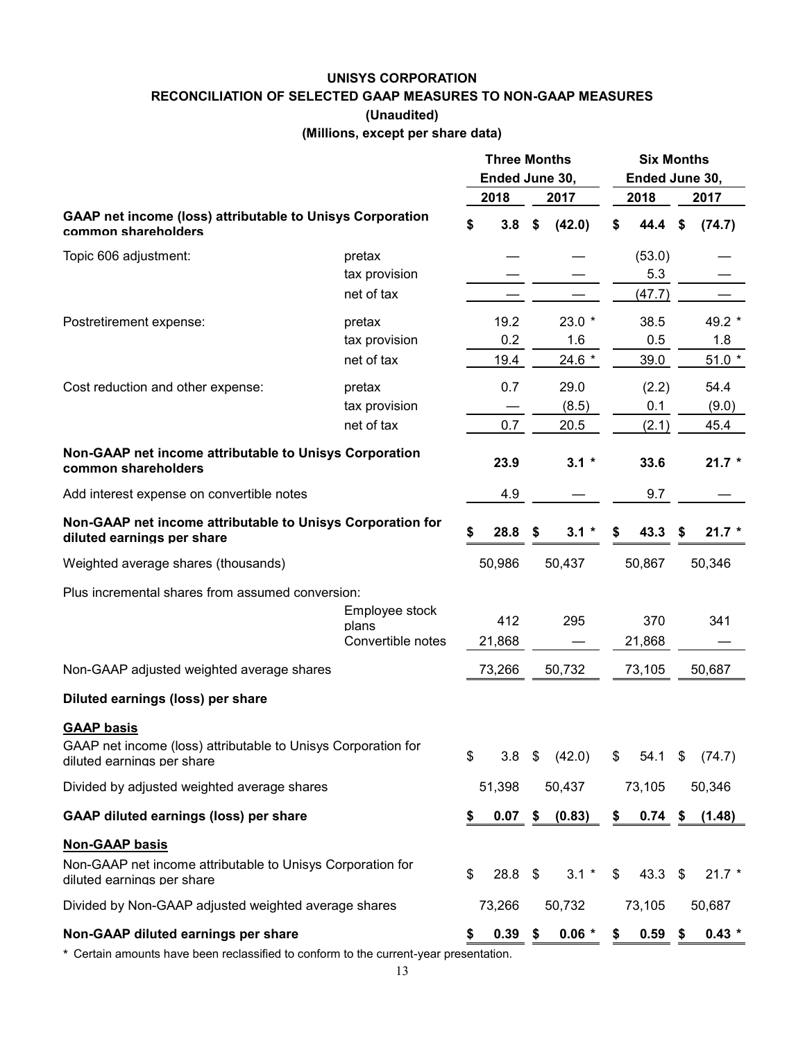# UNISYS CORPORATION

## RECONCILIATION OF SELECTED GAAP MEASURES TO NON-GAAP MEASURES

**(Unaudited)**

**(Millions, except per share data)**

| | | Three Months Ended June 30, 2018 | Three Months Ended June 30, 2017 | Six Months Ended June 30, 2018 | Six Months Ended June 30, 2017 |
|---|---|---|---|---|---|
| **GAAP net income (loss) attributable to Unisys Corporation common shareholders** | | **$ 3.8** | **$ (42.0)** | **$ 44.4** | **$ (74.7)** |
| Topic 606 adjustment: | pretax | — | — | (53.0) | — |
| | tax provision | — | — | 5.3 | — |
| | net of tax | — | — | (47.7) | — |
| Postretirement expense: | pretax | 19.2 | 23.0 * | 38.5 | 49.2 * |
| | tax provision | 0.2 | 1.6 | 0.5 | 1.8 |
| | net of tax | 19.4 | 24.6 * | 39.0 | 51.0 * |
| Cost reduction and other expense: | pretax | 0.7 | 29.0 | (2.2) | 54.4 |
| | tax provision | — | (8.5) | 0.1 | (9.0) |
| | net of tax | 0.7 | 20.5 | (2.1) | 45.4 |
| **Non-GAAP net income attributable to Unisys Corporation common shareholders** | | **23.9** | **3.1 *** | **33.6** | **21.7 *** |
| Add interest expense on convertible notes | | 4.9 | — | 9.7 | — |
| **Non-GAAP net income attributable to Unisys Corporation for diluted earnings per share** | | **$ 28.8** | **$ 3.1 *** | **$ 43.3** | **$ 21.7 *** |
| Weighted average shares (thousands) | | 50,986 | 50,437 | 50,867 | 50,346 |
| Plus incremental shares from assumed conversion: | | | | | |
| | Employee stock plans | 412 | 295 | 370 | 341 |
| | Convertible notes | 21,868 | — | 21,868 | — |
| Non-GAAP adjusted weighted average shares | | 73,266 | 50,732 | 73,105 | 50,687 |
| **Diluted earnings (loss) per share** | | | | | |
| **<u>GAAP basis</u>** | | | | | |
| GAAP net income (loss) attributable to Unisys Corporation for diluted earnings per share | | $ 3.8 | $ (42.0) | $ 54.1 | $ (74.7) |
| Divided by adjusted weighted average shares | | 51,398 | 50,437 | 73,105 | 50,346 |
| **GAAP diluted earnings (loss) per share** | | **$ 0.07** | **$ (0.83)** | **$ 0.74** | **$ (1.48)** |
| **<u>Non-GAAP basis</u>** | | | | | |
| Non-GAAP net income attributable to Unisys Corporation for diluted earnings per share | | $ 28.8 | $ 3.1 * | $ 43.3 | $ 21.7 * |
| Divided by Non-GAAP adjusted weighted average shares | | 73,266 | 50,732 | 73,105 | 50,687 |
| **Non-GAAP diluted earnings per share** | | **$ 0.39** | **$ 0.06 *** | **$ 0.59** | **$ 0.43 *** |

* Certain amounts have been reclassified to conform to the current-year presentation.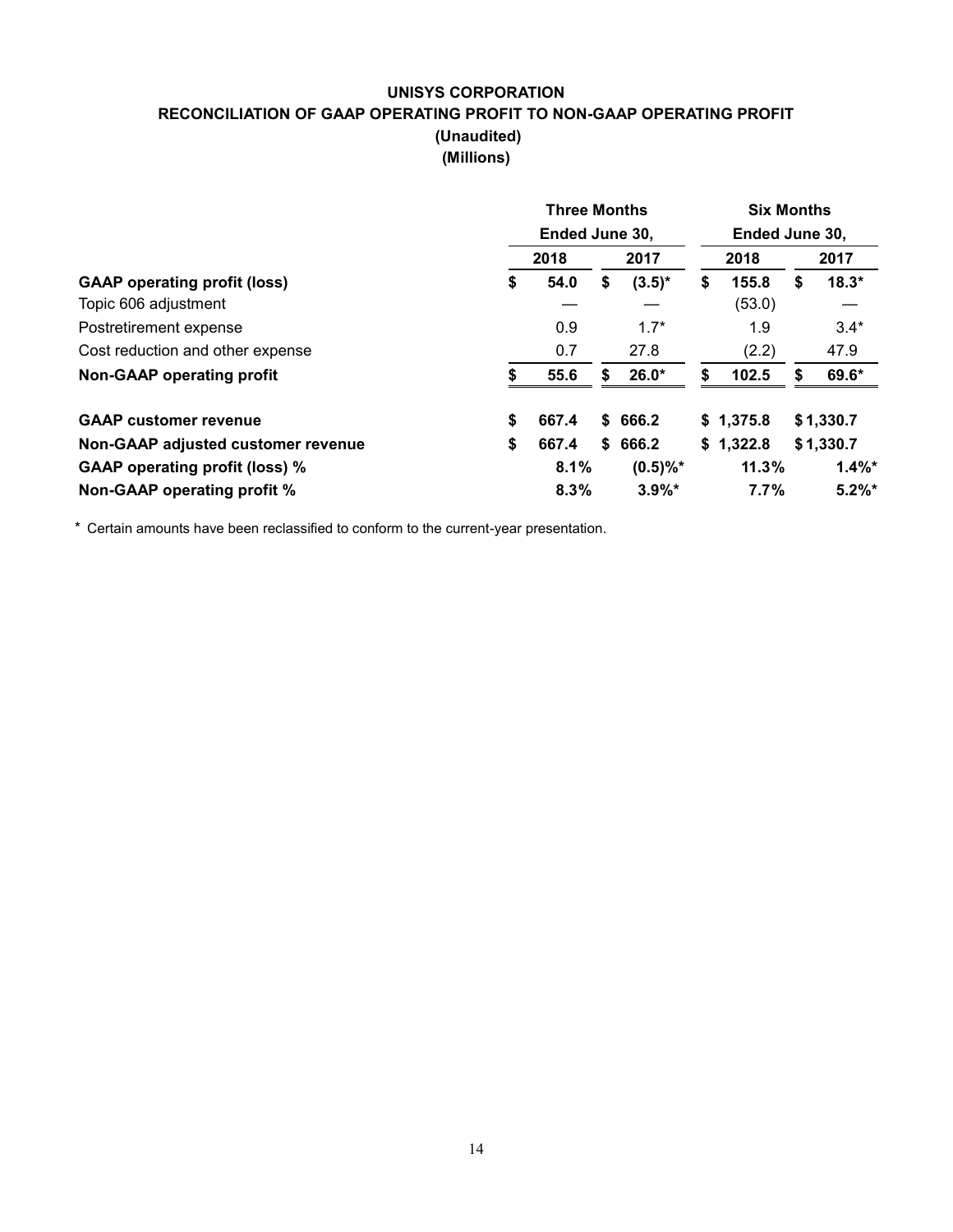# UNISYS CORPORATION
## RECONCILIATION OF GAAP OPERATING PROFIT TO NON-GAAP OPERATING PROFIT
**(Unaudited)**
**(Millions)**

| | Three Months Ended June 30, | | Six Months Ended June 30, | |
|---|---|---|---|---|
| | 2018 | 2017 | 2018 | 2017 |
| **GAAP operating profit (loss)** | **$ 54.0** | **$ (3.5)*** | **$ 155.8** | **$ 18.3*** |
| Topic 606 adjustment | — | — | (53.0) | — |
| Postretirement expense | 0.9 | 1.7* | 1.9 | 3.4* |
| Cost reduction and other expense | 0.7 | 27.8 | (2.2) | 47.9 |
| **Non-GAAP operating profit** | **$ 55.6** | **$ 26.0*** | **$ 102.5** | **$ 69.6*** |
| **GAAP customer revenue** | **$ 667.4** | **$ 666.2** | **$ 1,375.8** | **$ 1,330.7** |
| **Non-GAAP adjusted customer revenue** | **$ 667.4** | **$ 666.2** | **$ 1,322.8** | **$ 1,330.7** |
| **GAAP operating profit (loss) %** | **8.1%** | **(0.5)%*** | **11.3%** | **1.4%*** |
| **Non-GAAP operating profit %** | **8.3%** | **3.9%*** | **7.7%** | **5.2%*** |

\* Certain amounts have been reclassified to conform to the current-year presentation.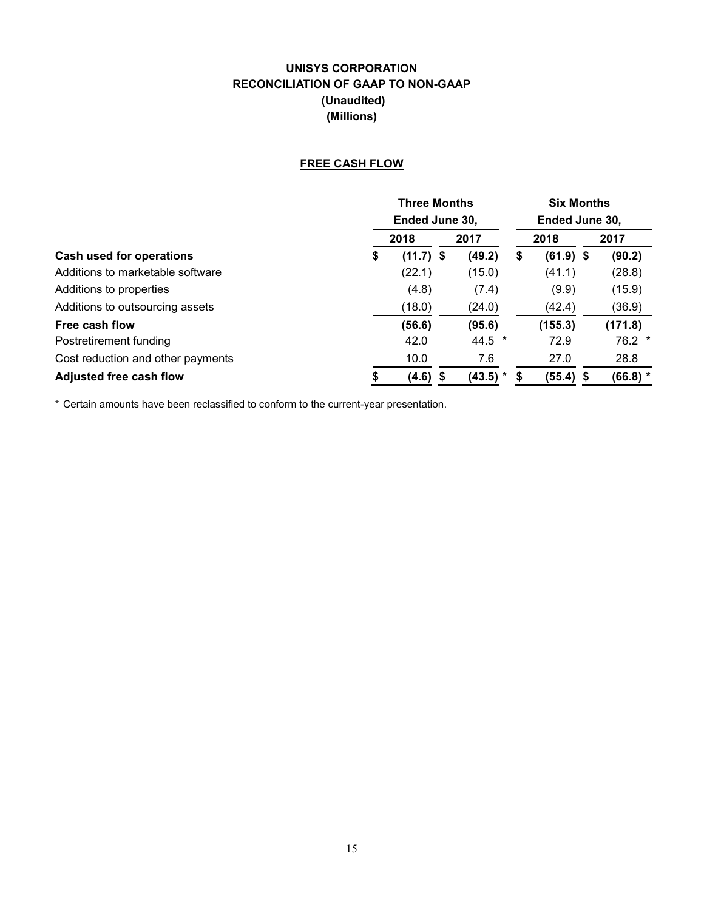# UNISYS CORPORATION
## RECONCILIATION OF GAAP TO NON-GAAP
### (Unaudited)
### (Millions)

**FREE CASH FLOW**

| | Three Months Ended June 30, | | Six Months Ended June 30, | |
|---|---|---|---|---|
| | 2018 | 2017 | 2018 | 2017 |
| **Cash used for operations** | **$ (11.7)** | **$ (49.2)** | **$ (61.9)** | **$ (90.2)** |
| Additions to marketable software | (22.1) | (15.0) | (41.1) | (28.8) |
| Additions to properties | (4.8) | (7.4) | (9.9) | (15.9) |
| Additions to outsourcing assets | (18.0) | (24.0) | (42.4) | (36.9) |
| **Free cash flow** | **(56.6)** | **(95.6)** | **(155.3)** | **(171.8)** |
| Postretirement funding | 42.0 | 44.5 * | 72.9 | 76.2 * |
| Cost reduction and other payments | 10.0 | 7.6 | 27.0 | 28.8 |
| **Adjusted free cash flow** | **$ (4.6)** | **$ (43.5) *** | **$ (55.4)** | **$ (66.8) *** |

* Certain amounts have been reclassified to conform to the current-year presentation.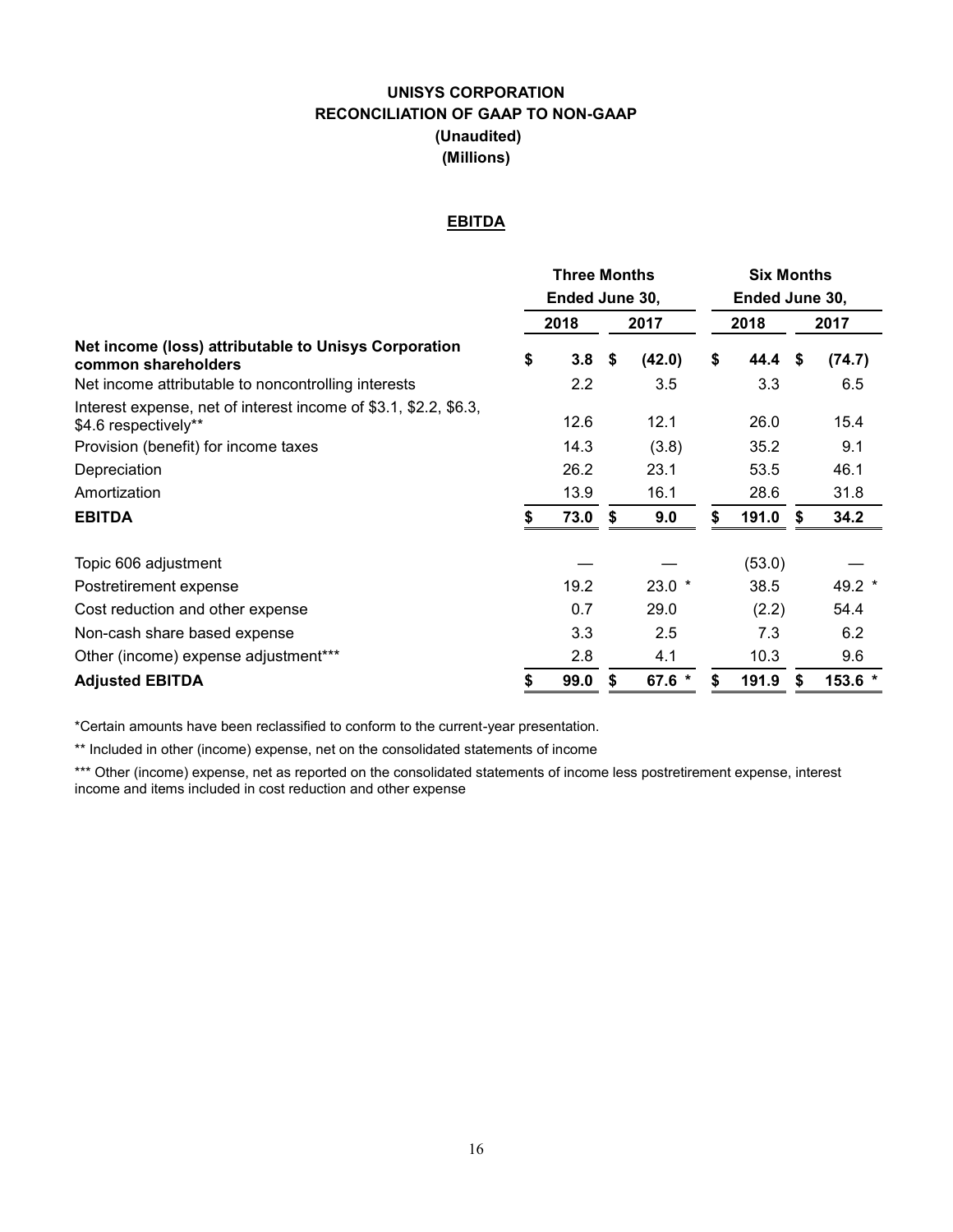**UNISYS CORPORATION**
**RECONCILIATION OF GAAP TO NON-GAAP**
**(Unaudited)**
**(Millions)**

**EBITDA**

| | Three Months Ended June 30, | | Six Months Ended June 30, | |
|---|---|---|---|---|
| | 2018 | 2017 | 2018 | 2017 |
| **Net income (loss) attributable to Unisys Corporation common shareholders** | **$ 3.8** | **$ (42.0)** | **$ 44.4** | **$ (74.7)** |
| Net income attributable to noncontrolling interests | 2.2 | 3.5 | 3.3 | 6.5 |
| Interest expense, net of interest income of $3.1, $2.2, $6.3, $4.6 respectively** | 12.6 | 12.1 | 26.0 | 15.4 |
| Provision (benefit) for income taxes | 14.3 | (3.8) | 35.2 | 9.1 |
| Depreciation | 26.2 | 23.1 | 53.5 | 46.1 |
| Amortization | 13.9 | 16.1 | 28.6 | 31.8 |
| **EBITDA** | **$ 73.0** | **$ 9.0** | **$ 191.0** | **$ 34.2** |
| | | | | |
| Topic 606 adjustment | — | — | (53.0) | — |
| Postretirement expense | 19.2 | 23.0 * | 38.5 | 49.2 * |
| Cost reduction and other expense | 0.7 | 29.0 | (2.2) | 54.4 |
| Non-cash share based expense | 3.3 | 2.5 | 7.3 | 6.2 |
| Other (income) expense adjustment*** | 2.8 | 4.1 | 10.3 | 9.6 |
| **Adjusted EBITDA** | **$ 99.0** | **$ 67.6 *** | **$ 191.9** | **$ 153.6 *** |

*Certain amounts have been reclassified to conform to the current-year presentation.

** Included in other (income) expense, net on the consolidated statements of income

*** Other (income) expense, net as reported on the consolidated statements of income less postretirement expense, interest income and items included in cost reduction and other expense